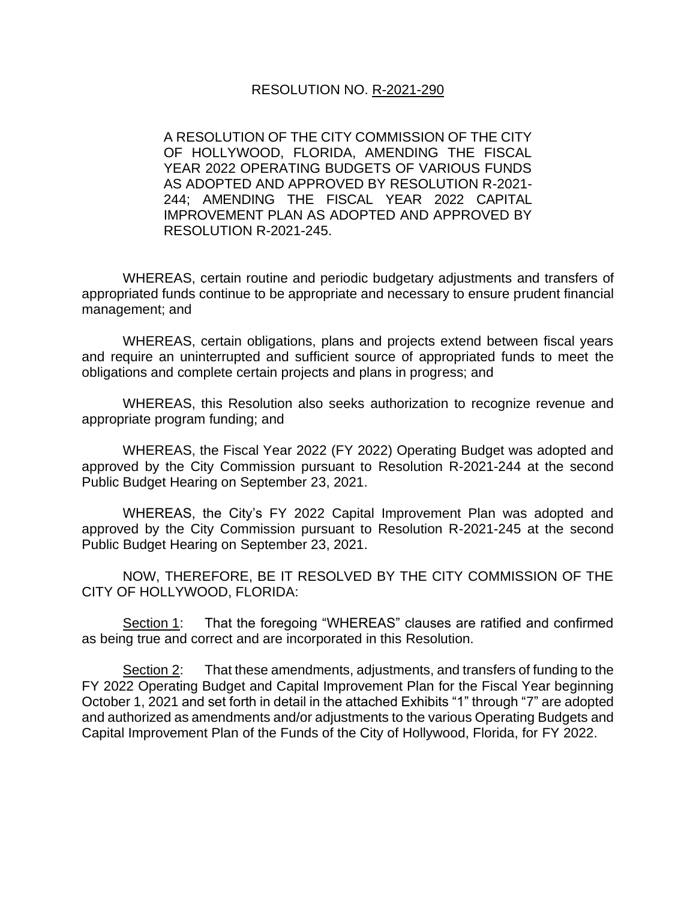# RESOLUTION NO. R-2021-290

A RESOLUTION OF THE CITY COMMISSION OF THE CITY OF HOLLYWOOD, FLORIDA, AMENDING THE FISCAL YEAR 2022 OPERATING BUDGETS OF VARIOUS FUNDS AS ADOPTED AND APPROVED BY RESOLUTION R-2021-244; AMENDING THE FISCAL YEAR 2022 CAPITAL IMPROVEMENT PLAN AS ADOPTED AND APPROVED BY RESOLUTION R-2021-245.

WHEREAS, certain routine and periodic budgetary adjustments and transfers of appropriated funds continue to be appropriate and necessary to ensure prudent financial management; and

WHEREAS, certain obligations, plans and projects extend between fiscal years and require an uninterrupted and sufficient source of appropriated funds to meet the obligations and complete certain projects and plans in progress; and

WHEREAS, this Resolution also seeks authorization to recognize revenue and appropriate program funding; and

WHEREAS, the Fiscal Year 2022 (FY 2022) Operating Budget was adopted and approved by the City Commission pursuant to Resolution R-2021-244 at the second Public Budget Hearing on September 23, 2021.

WHEREAS, the City's FY 2022 Capital Improvement Plan was adopted and approved by the City Commission pursuant to Resolution R-2021-245 at the second Public Budget Hearing on September 23, 2021.

NOW, THEREFORE, BE IT RESOLVED BY THE CITY COMMISSION OF THE CITY OF HOLLYWOOD, FLORIDA:

Section 1: That the foregoing "WHEREAS" clauses are ratified and confirmed as being true and correct and are incorporated in this Resolution.

Section 2: That these amendments, adjustments, and transfers of funding to the FY 2022 Operating Budget and Capital Improvement Plan for the Fiscal Year beginning October 1, 2021 and set forth in detail in the attached Exhibits "1" through "7" are adopted and authorized as amendments and/or adjustments to the various Operating Budgets and Capital Improvement Plan of the Funds of the City of Hollywood, Florida, for FY 2022.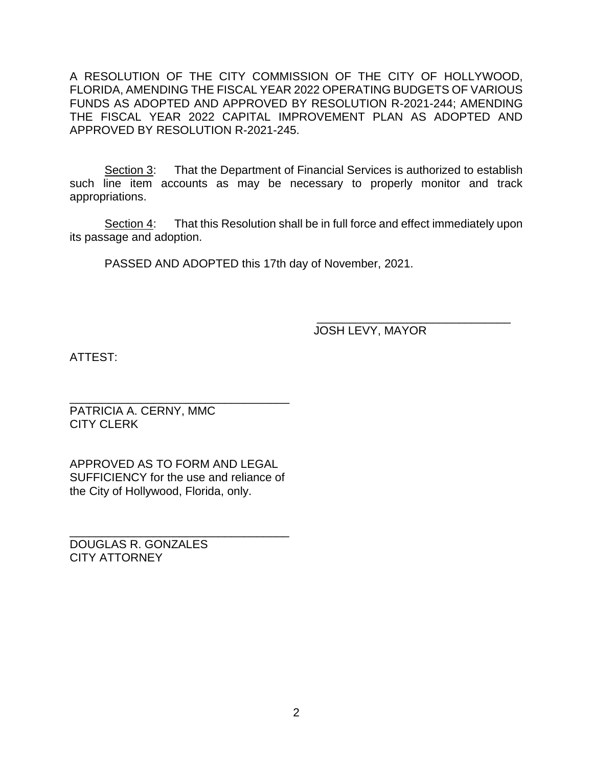A RESOLUTION OF THE CITY COMMISSION OF THE CITY OF HOLLYWOOD, FLORIDA, AMENDING THE FISCAL YEAR 2022 OPERATING BUDGETS OF VARIOUS FUNDS AS ADOPTED AND APPROVED BY RESOLUTION R-2021-244; AMENDING THE FISCAL YEAR 2022 CAPITAL IMPROVEMENT PLAN AS ADOPTED AND APPROVED BY RESOLUTION R-2021-245.

Section 3: That the Department of Financial Services is authorized to establish such line item accounts as may be necessary to properly monitor and track appropriations.

Section 4: That this Resolution shall be in full force and effect immediately upon its passage and adoption.

PASSED AND ADOPTED this 17th day of November, 2021.

\_\_\_\_\_\_\_\_\_\_\_\_\_\_\_\_\_\_\_\_\_\_\_\_\_\_\_\_\_\_\_\_
JOSH LEVY, MAYOR

ATTEST:

\_\_\_\_\_\_\_\_\_\_\_\_\_\_\_\_\_\_\_\_\_\_\_\_\_\_\_\_\_\_\_\_
PATRICIA A. CERNY, MMC
CITY CLERK

APPROVED AS TO FORM AND LEGAL SUFFICIENCY for the use and reliance of the City of Hollywood, Florida, only.

\_\_\_\_\_\_\_\_\_\_\_\_\_\_\_\_\_\_\_\_\_\_\_\_\_\_\_\_\_\_\_\_
DOUGLAS R. GONZALES
CITY ATTORNEY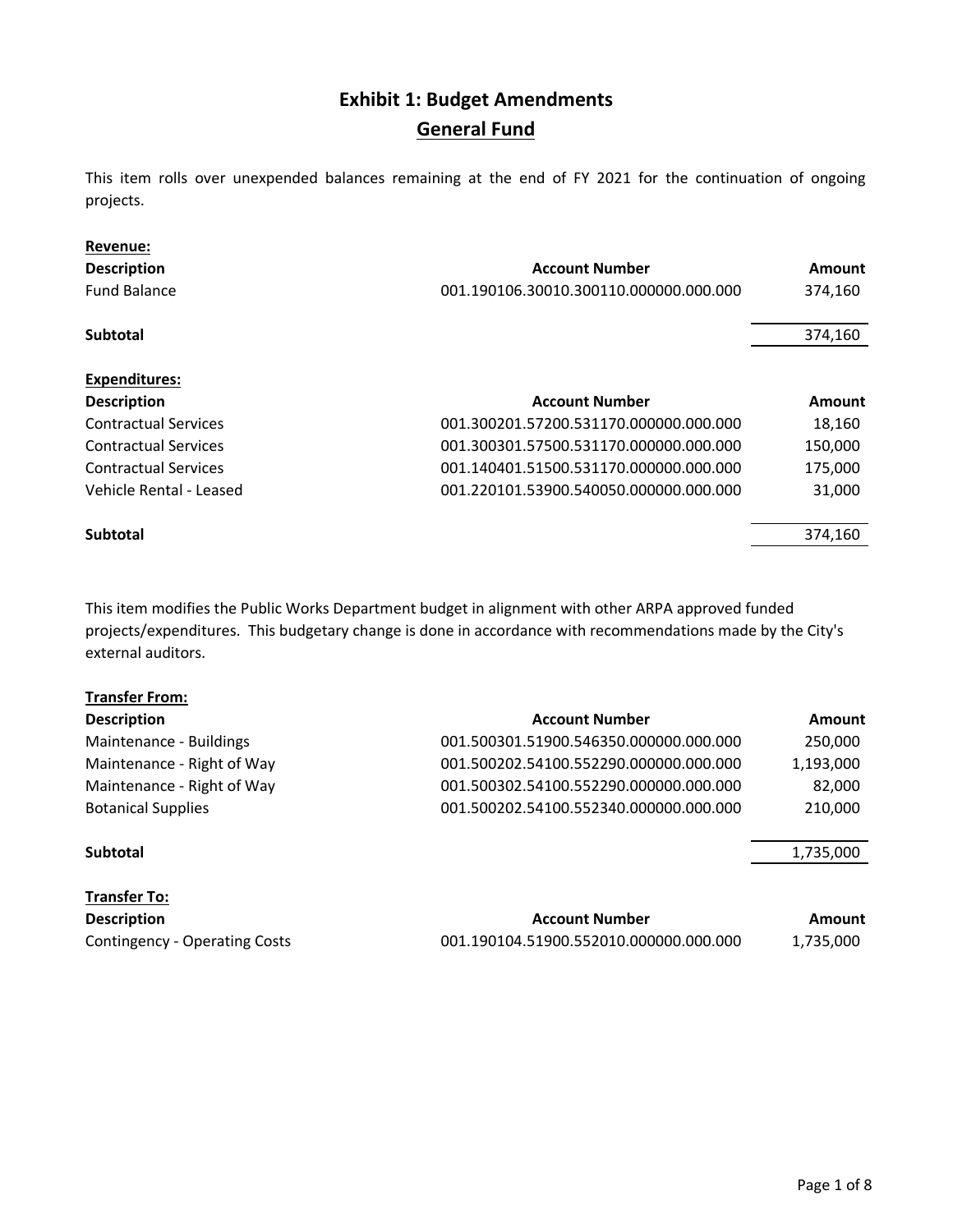# Exhibit 1: Budget Amendments

## General Fund

This item rolls over unexpended balances remaining at the end of FY 2021 for the continuation of ongoing projects.

**Revenue:**

| Description | Account Number | Amount |
|---|---|---|
| Fund Balance | 001.190106.30010.300110.000000.000.000 | 374,160 |
| **Subtotal** | | 374,160 |

**Expenditures:**

| Description | Account Number | Amount |
|---|---|---|
| Contractual Services | 001.300201.57200.531170.000000.000.000 | 18,160 |
| Contractual Services | 001.300301.57500.531170.000000.000.000 | 150,000 |
| Contractual Services | 001.140401.51500.531170.000000.000.000 | 175,000 |
| Vehicle Rental - Leased | 001.220101.53900.540050.000000.000.000 | 31,000 |
| **Subtotal** | | 374,160 |

This item modifies the Public Works Department budget in alignment with other ARPA approved funded projects/expenditures. This budgetary change is done in accordance with recommendations made by the City's external auditors.

**Transfer From:**

| Description | Account Number | Amount |
|---|---|---|
| Maintenance - Buildings | 001.500301.51900.546350.000000.000.000 | 250,000 |
| Maintenance - Right of Way | 001.500202.54100.552290.000000.000.000 | 1,193,000 |
| Maintenance - Right of Way | 001.500302.54100.552290.000000.000.000 | 82,000 |
| Botanical Supplies | 001.500202.54100.552340.000000.000.000 | 210,000 |
| **Subtotal** | | 1,735,000 |

**Transfer To:**

| Description | Account Number | Amount |
|---|---|---|
| Contingency - Operating Costs | 001.190104.51900.552010.000000.000.000 | 1,735,000 |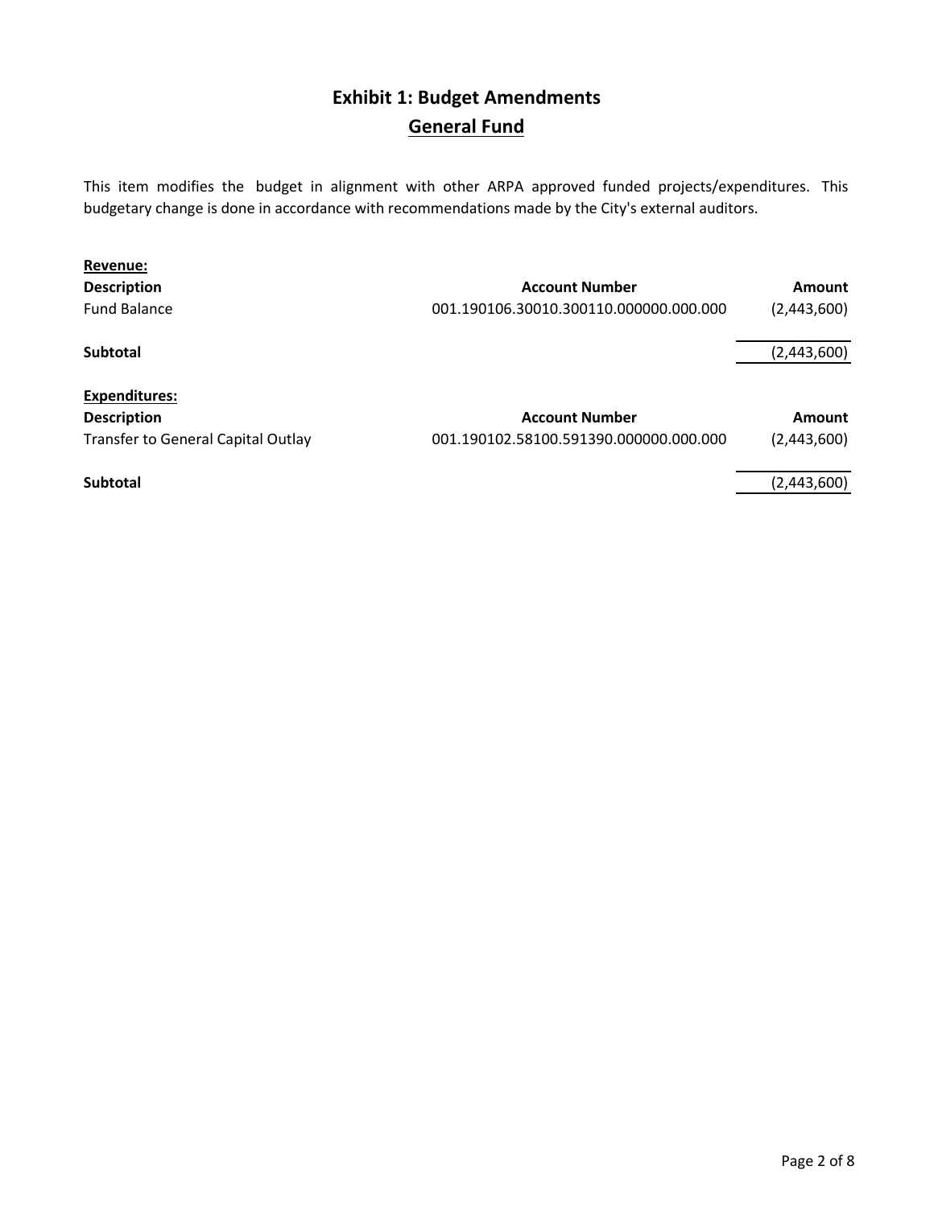# Exhibit 1: Budget Amendments

## General Fund

This item modifies the budget in alignment with other ARPA approved funded projects/expenditures. This budgetary change is done in accordance with recommendations made by the City's external auditors.

**Revenue:**

| Description | Account Number | Amount |
|---|---|---|
| Fund Balance | 001.190106.30010.300110.000000.000.000 | (2,443,600) |
| **Subtotal** | | (2,443,600) |

**Expenditures:**

| Description | Account Number | Amount |
|---|---|---|
| Transfer to General Capital Outlay | 001.190102.58100.591390.000000.000.000 | (2,443,600) |
| **Subtotal** | | (2,443,600) |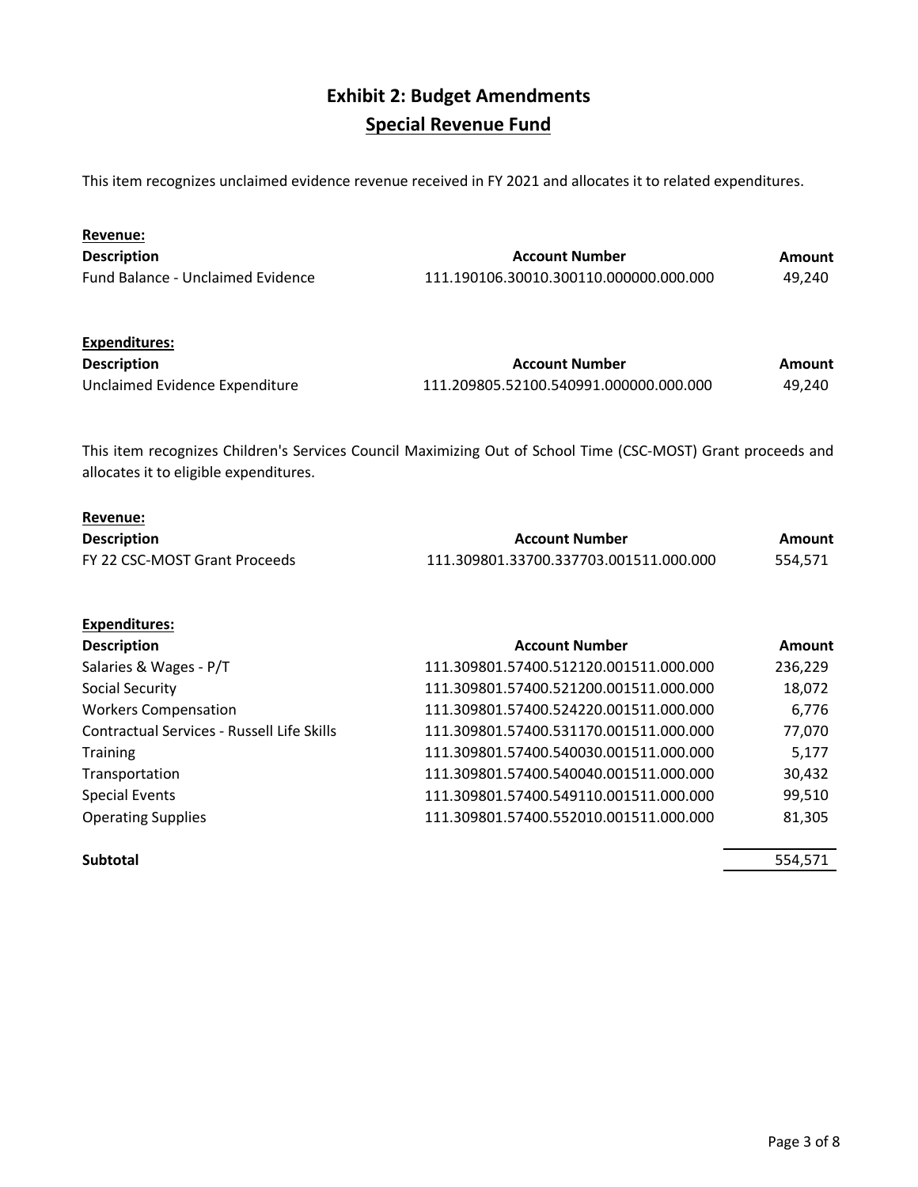# Exhibit 2: Budget Amendments

## Special Revenue Fund

This item recognizes unclaimed evidence revenue received in FY 2021 and allocates it to related expenditures.

**Revenue:**

| Description | Account Number | Amount |
|---|---|---|
| Fund Balance - Unclaimed Evidence | 111.190106.30010.300110.000000.000.000 | 49,240 |

**Expenditures:**

| Description | Account Number | Amount |
|---|---|---|
| Unclaimed Evidence Expenditure | 111.209805.52100.540991.000000.000.000 | 49,240 |

This item recognizes Children's Services Council Maximizing Out of School Time (CSC-MOST) Grant proceeds and allocates it to eligible expenditures.

**Revenue:**

| Description | Account Number | Amount |
|---|---|---|
| FY 22 CSC-MOST Grant Proceeds | 111.309801.33700.337703.001511.000.000 | 554,571 |

**Expenditures:**

| Description | Account Number | Amount |
|---|---|---|
| Salaries & Wages - P/T | 111.309801.57400.512120.001511.000.000 | 236,229 |
| Social Security | 111.309801.57400.521200.001511.000.000 | 18,072 |
| Workers Compensation | 111.309801.57400.524220.001511.000.000 | 6,776 |
| Contractual Services - Russell Life Skills | 111.309801.57400.531170.001511.000.000 | 77,070 |
| Training | 111.309801.57400.540030.001511.000.000 | 5,177 |
| Transportation | 111.309801.57400.540040.001511.000.000 | 30,432 |
| Special Events | 111.309801.57400.549110.001511.000.000 | 99,510 |
| Operating Supplies | 111.309801.57400.552010.001511.000.000 | 81,305 |
| **Subtotal** | | 554,571 |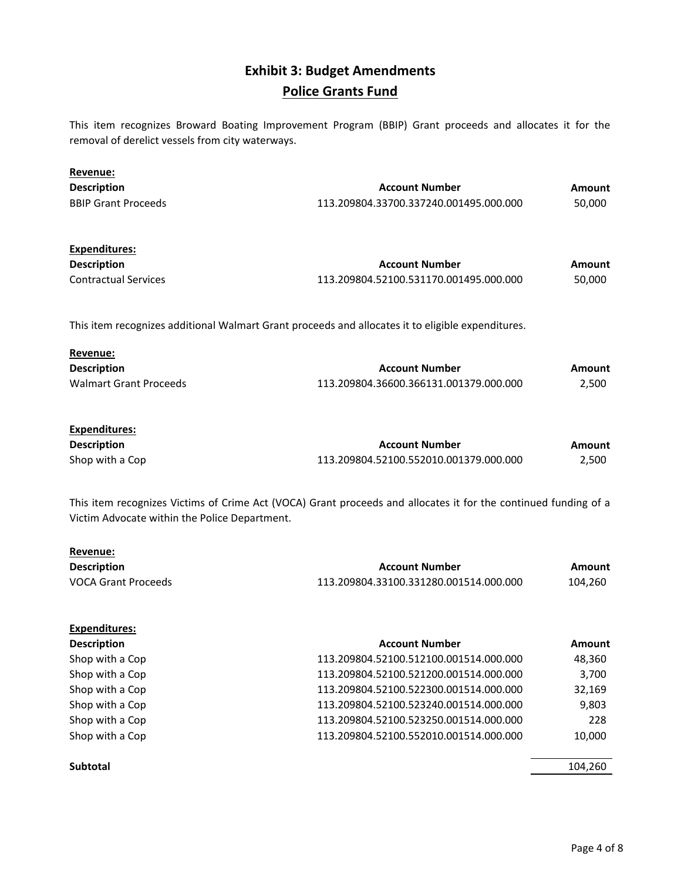# Exhibit 3: Budget Amendments

## Police Grants Fund

This item recognizes Broward Boating Improvement Program (BBIP) Grant proceeds and allocates it for the removal of derelict vessels from city waterways.

**Revenue:**

| Description | Account Number | Amount |
|---|---|---|
| BBIP Grant Proceeds | 113.209804.33700.337240.001495.000.000 | 50,000 |

**Expenditures:**

| Description | Account Number | Amount |
|---|---|---|
| Contractual Services | 113.209804.52100.531170.001495.000.000 | 50,000 |

This item recognizes additional Walmart Grant proceeds and allocates it to eligible expenditures.

**Revenue:**

| Description | Account Number | Amount |
|---|---|---|
| Walmart Grant Proceeds | 113.209804.36600.366131.001379.000.000 | 2,500 |

**Expenditures:**

| Description | Account Number | Amount |
|---|---|---|
| Shop with a Cop | 113.209804.52100.552010.001379.000.000 | 2,500 |

This item recognizes Victims of Crime Act (VOCA) Grant proceeds and allocates it for the continued funding of a Victim Advocate within the Police Department.

**Revenue:**

| Description | Account Number | Amount |
|---|---|---|
| VOCA Grant Proceeds | 113.209804.33100.331280.001514.000.000 | 104,260 |

**Expenditures:**

| Description | Account Number | Amount |
|---|---|---|
| Shop with a Cop | 113.209804.52100.512100.001514.000.000 | 48,360 |
| Shop with a Cop | 113.209804.52100.521200.001514.000.000 | 3,700 |
| Shop with a Cop | 113.209804.52100.522300.001514.000.000 | 32,169 |
| Shop with a Cop | 113.209804.52100.523240.001514.000.000 | 9,803 |
| Shop with a Cop | 113.209804.52100.523250.001514.000.000 | 228 |
| Shop with a Cop | 113.209804.52100.552010.001514.000.000 | 10,000 |
| **Subtotal** | | 104,260 |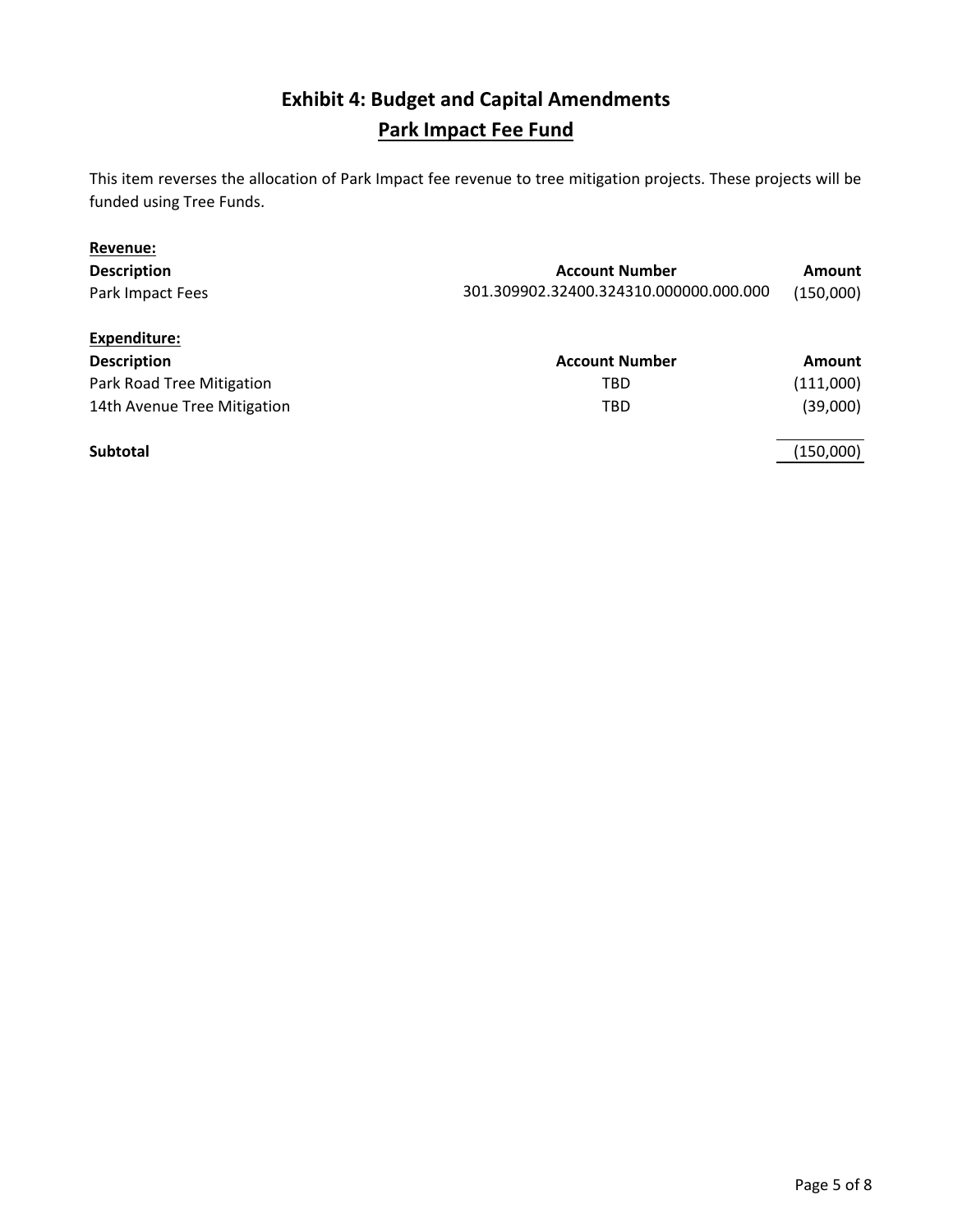# Exhibit 4: Budget and Capital Amendments

## Park Impact Fee Fund

This item reverses the allocation of Park Impact fee revenue to tree mitigation projects. These projects will be funded using Tree Funds.

**Revenue:**

| Description | Account Number | Amount |
|---|---|---|
| Park Impact Fees | 301.309902.32400.324310.000000.000.000 | (150,000) |

**Expenditure:**

| Description | Account Number | Amount |
|---|---|---|
| Park Road Tree Mitigation | TBD | (111,000) |
| 14th Avenue Tree Mitigation | TBD | (39,000) |
| **Subtotal** | | (150,000) |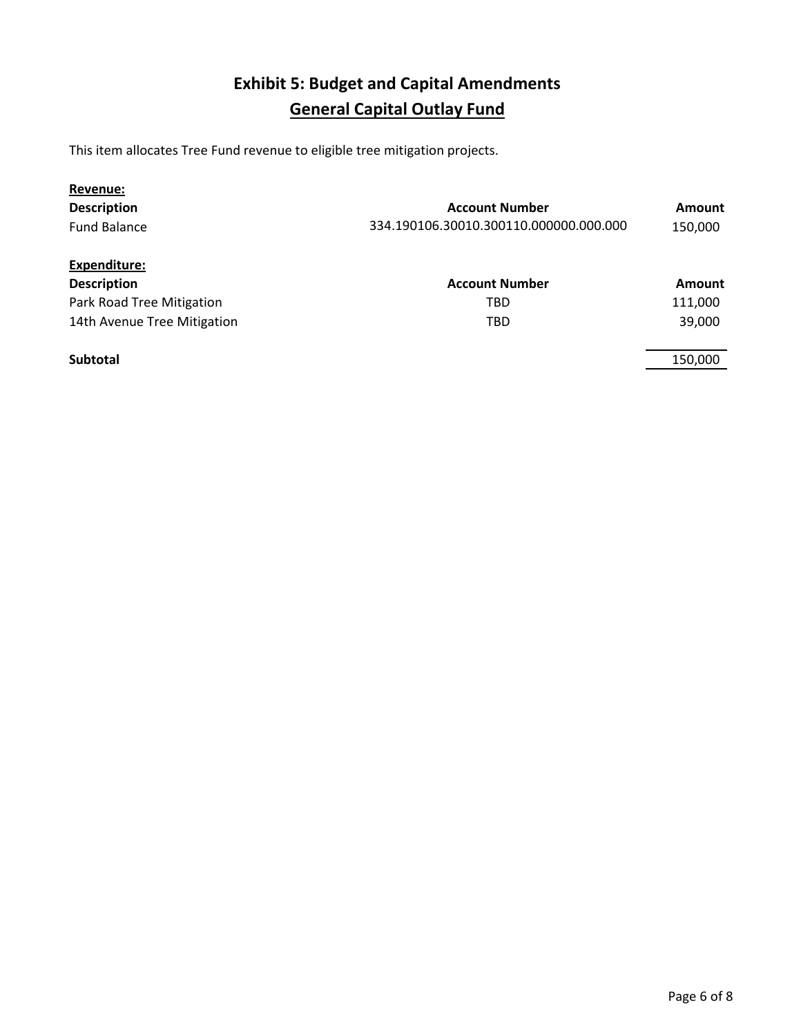# Exhibit 5: Budget and Capital Amendments

## General Capital Outlay Fund

This item allocates Tree Fund revenue to eligible tree mitigation projects.

**Revenue:**

| Description | Account Number | Amount |
|---|---|---|
| Fund Balance | 334.190106.30010.300110.000000.000.000 | 150,000 |

**Expenditure:**

| Description | Account Number | Amount |
|---|---|---|
| Park Road Tree Mitigation | TBD | 111,000 |
| 14th Avenue Tree Mitigation | TBD | 39,000 |
| **Subtotal** | | 150,000 |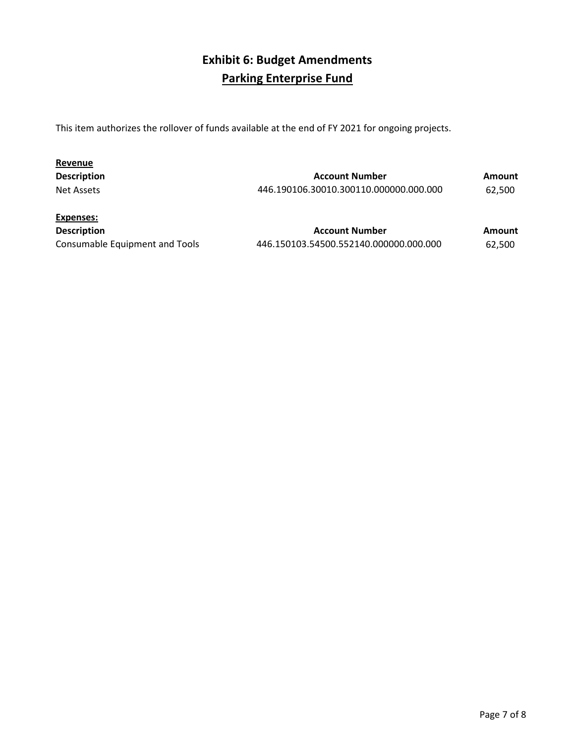# Exhibit 6: Budget Amendments

## Parking Enterprise Fund

This item authorizes the rollover of funds available at the end of FY 2021 for ongoing projects.

**Revenue**

| Description | Account Number | Amount |
|---|---|---|
| Net Assets | 446.190106.30010.300110.000000.000.000 | 62,500 |

**Expenses:**

| Description | Account Number | Amount |
|---|---|---|
| Consumable Equipment and Tools | 446.150103.54500.552140.000000.000.000 | 62,500 |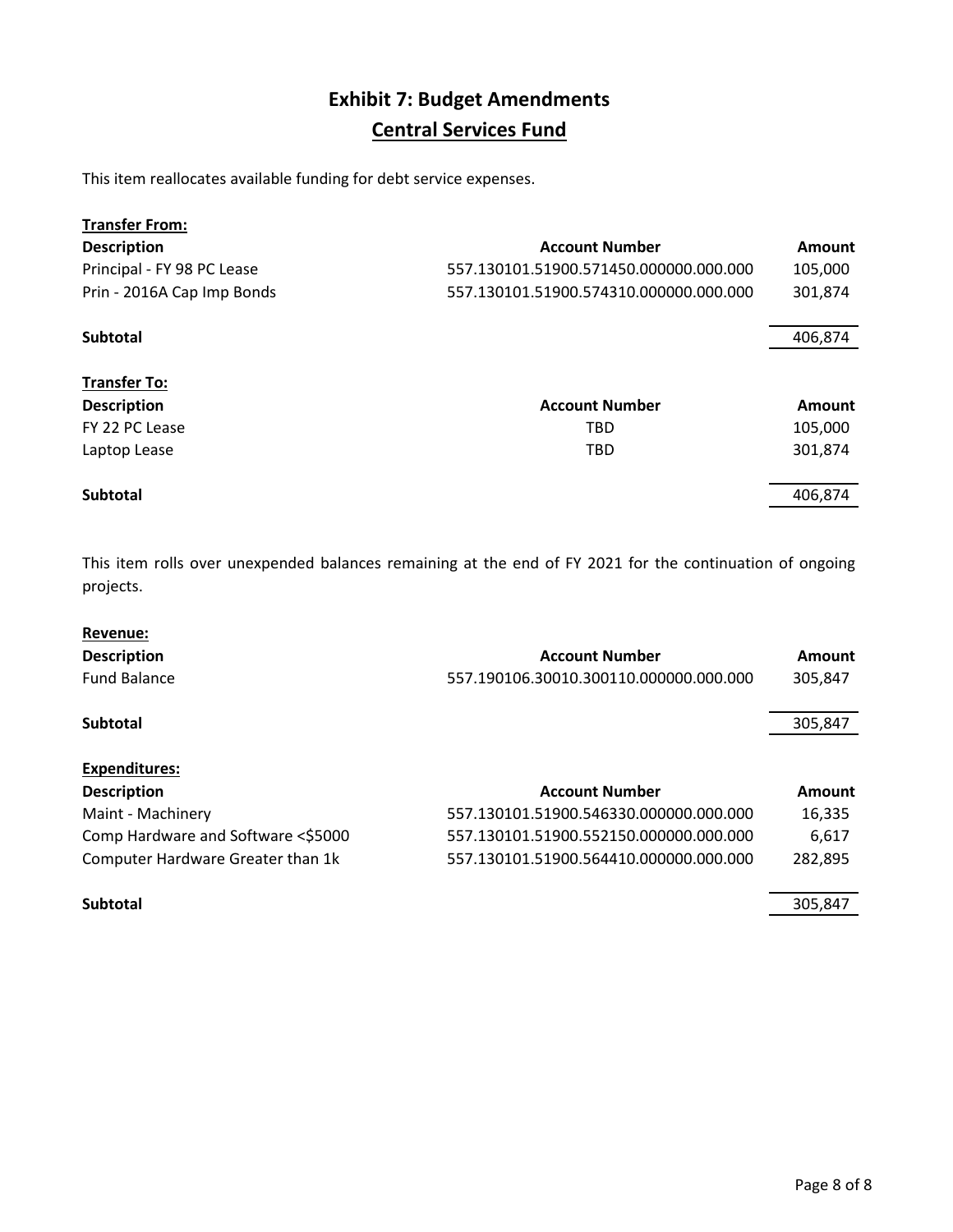# Exhibit 7: Budget Amendments

## Central Services Fund

This item reallocates available funding for debt service expenses.

**Transfer From:**

| Description | Account Number | Amount |
|---|---|---|
| Principal - FY 98 PC Lease | 557.130101.51900.571450.000000.000.000 | 105,000 |
| Prin - 2016A Cap Imp Bonds | 557.130101.51900.574310.000000.000.000 | 301,874 |
| **Subtotal** | | 406,874 |

**Transfer To:**

| Description | Account Number | Amount |
|---|---|---|
| FY 22 PC Lease | TBD | 105,000 |
| Laptop Lease | TBD | 301,874 |
| **Subtotal** | | 406,874 |

This item rolls over unexpended balances remaining at the end of FY 2021 for the continuation of ongoing projects.

**Revenue:**

| Description | Account Number | Amount |
|---|---|---|
| Fund Balance | 557.190106.30010.300110.000000.000.000 | 305,847 |
| **Subtotal** | | 305,847 |

**Expenditures:**

| Description | Account Number | Amount |
|---|---|---|
| Maint - Machinery | 557.130101.51900.546330.000000.000.000 | 16,335 |
| Comp Hardware and Software <$5000 | 557.130101.51900.552150.000000.000.000 | 6,617 |
| Computer Hardware Greater than 1k | 557.130101.51900.564410.000000.000.000 | 282,895 |
| **Subtotal** | | 305,847 |